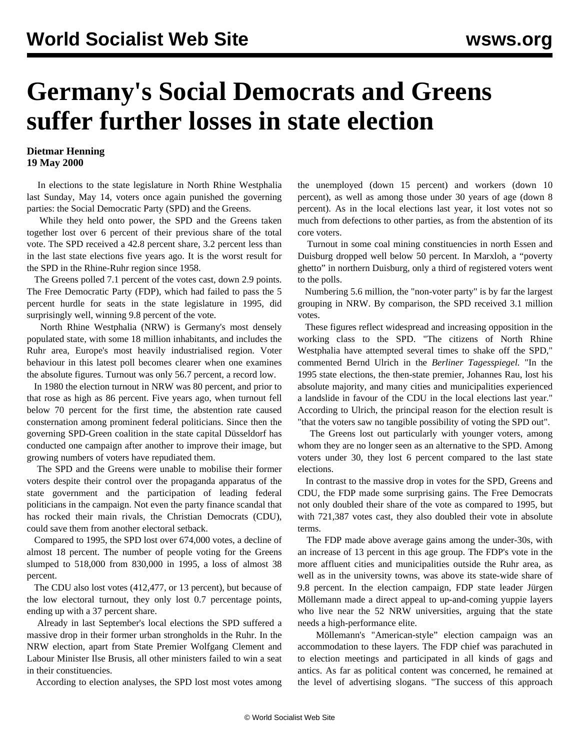# Germany's Social Democrats and Greens suffer further losses in state election

**Dietmar Henning**
**19 May 2000**

In elections to the state legislature in North Rhine Westphalia last Sunday, May 14, voters once again punished the governing parties: the Social Democratic Party (SPD) and the Greens.

While they held onto power, the SPD and the Greens taken together lost over 6 percent of their previous share of the total vote. The SPD received a 42.8 percent share, 3.2 percent less than in the last state elections five years ago. It is the worst result for the SPD in the Rhine-Ruhr region since 1958.

The Greens polled 7.1 percent of the votes cast, down 2.9 points. The Free Democratic Party (FDP), which had failed to pass the 5 percent hurdle for seats in the state legislature in 1995, did surprisingly well, winning 9.8 percent of the vote.

North Rhine Westphalia (NRW) is Germany's most densely populated state, with some 18 million inhabitants, and includes the Ruhr area, Europe's most heavily industrialised region. Voter behaviour in this latest poll becomes clearer when one examines the absolute figures. Turnout was only 56.7 percent, a record low.

In 1980 the election turnout in NRW was 80 percent, and prior to that rose as high as 86 percent. Five years ago, when turnout fell below 70 percent for the first time, the abstention rate caused consternation among prominent federal politicians. Since then the governing SPD-Green coalition in the state capital Düsseldorf has conducted one campaign after another to improve their image, but growing numbers of voters have repudiated them.

The SPD and the Greens were unable to mobilise their former voters despite their control over the propaganda apparatus of the state government and the participation of leading federal politicians in the campaign. Not even the party finance scandal that has rocked their main rivals, the Christian Democrats (CDU), could save them from another electoral setback.

Compared to 1995, the SPD lost over 674,000 votes, a decline of almost 18 percent. The number of people voting for the Greens slumped to 518,000 from 830,000 in 1995, a loss of almost 38 percent.

The CDU also lost votes (412,477, or 13 percent), but because of the low electoral turnout, they only lost 0.7 percentage points, ending up with a 37 percent share.

Already in last September's local elections the SPD suffered a massive drop in their former urban strongholds in the Ruhr. In the NRW election, apart from State Premier Wolfgang Clement and Labour Minister Ilse Brusis, all other ministers failed to win a seat in their constituencies.

According to election analyses, the SPD lost most votes among the unemployed (down 15 percent) and workers (down 10 percent), as well as among those under 30 years of age (down 8 percent). As in the local elections last year, it lost votes not so much from defections to other parties, as from the abstention of its core voters.

Turnout in some coal mining constituencies in north Essen and Duisburg dropped well below 50 percent. In Marxloh, a "poverty ghetto" in northern Duisburg, only a third of registered voters went to the polls.

Numbering 5.6 million, the "non-voter party" is by far the largest grouping in NRW. By comparison, the SPD received 3.1 million votes.

These figures reflect widespread and increasing opposition in the working class to the SPD. "The citizens of North Rhine Westphalia have attempted several times to shake off the SPD," commented Bernd Ulrich in the *Berliner Tagesspiegel.* "In the 1995 state elections, the then-state premier, Johannes Rau, lost his absolute majority, and many cities and municipalities experienced a landslide in favour of the CDU in the local elections last year." According to Ulrich, the principal reason for the election result is "that the voters saw no tangible possibility of voting the SPD out".

The Greens lost out particularly with younger voters, among whom they are no longer seen as an alternative to the SPD. Among voters under 30, they lost 6 percent compared to the last state elections.

In contrast to the massive drop in votes for the SPD, Greens and CDU, the FDP made some surprising gains. The Free Democrats not only doubled their share of the vote as compared to 1995, but with 721,387 votes cast, they also doubled their vote in absolute terms.

The FDP made above average gains among the under-30s, with an increase of 13 percent in this age group. The FDP's vote in the more affluent cities and municipalities outside the Ruhr area, as well as in the university towns, was above its state-wide share of 9.8 percent. In the election campaign, FDP state leader Jürgen Möllemann made a direct appeal to up-and-coming yuppie layers who live near the 52 NRW universities, arguing that the state needs a high-performance elite.

Möllemann's "American-style" election campaign was an accommodation to these layers. The FDP chief was parachuted in to election meetings and participated in all kinds of gags and antics. As far as political content was concerned, he remained at the level of advertising slogans. "The success of this approach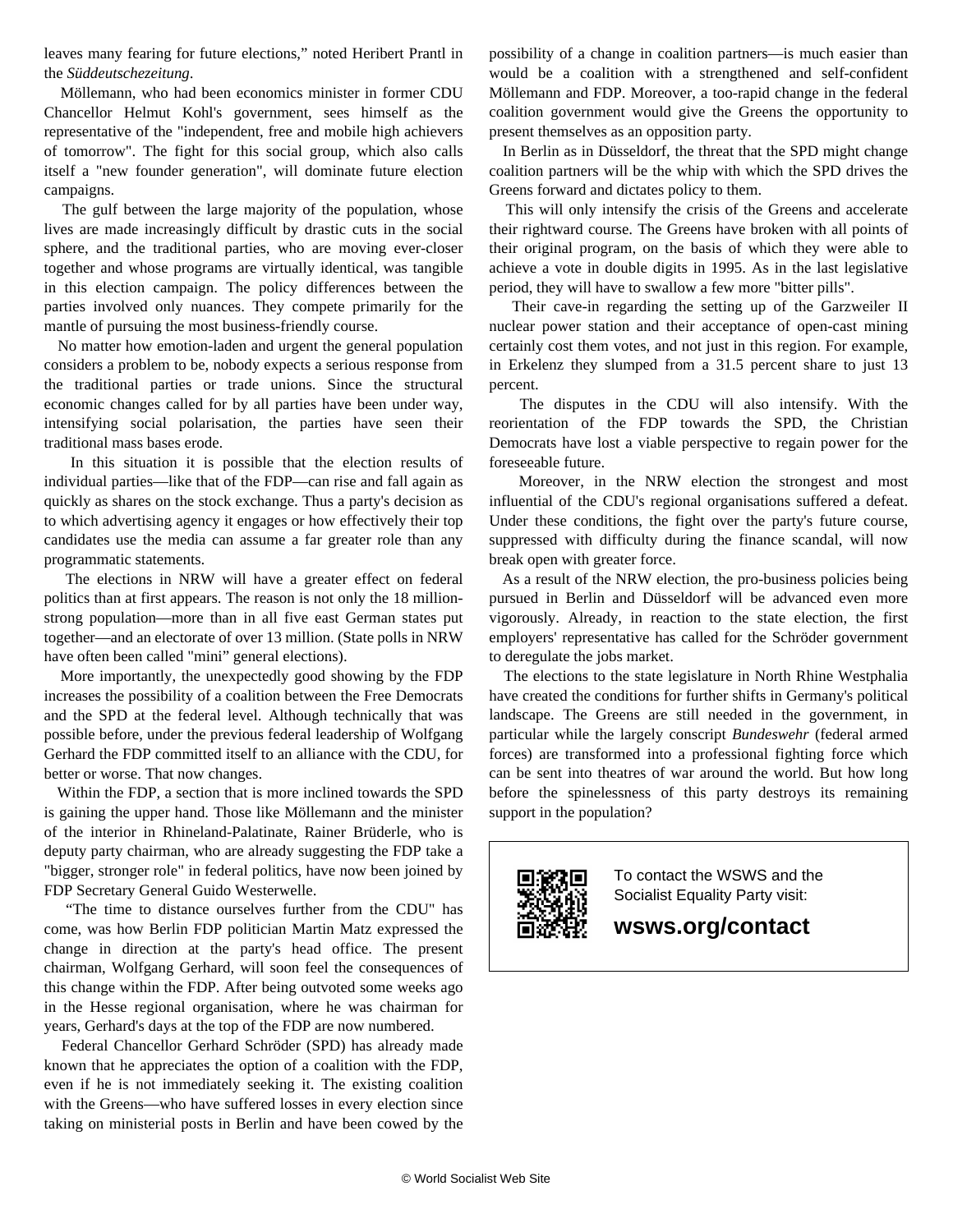leaves many fearing for future elections," noted Heribert Prantl in the *Süddeutschezeitung*.

Möllemann, who had been economics minister in former CDU Chancellor Helmut Kohl's government, sees himself as the representative of the "independent, free and mobile high achievers of tomorrow". The fight for this social group, which also calls itself a "new founder generation", will dominate future election campaigns.

The gulf between the large majority of the population, whose lives are made increasingly difficult by drastic cuts in the social sphere, and the traditional parties, who are moving ever-closer together and whose programs are virtually identical, was tangible in this election campaign. The policy differences between the parties involved only nuances. They compete primarily for the mantle of pursuing the most business-friendly course.

No matter how emotion-laden and urgent the general population considers a problem to be, nobody expects a serious response from the traditional parties or trade unions. Since the structural economic changes called for by all parties have been under way, intensifying social polarisation, the parties have seen their traditional mass bases erode.

In this situation it is possible that the election results of individual parties—like that of the FDP—can rise and fall again as quickly as shares on the stock exchange. Thus a party's decision as to which advertising agency it engages or how effectively their top candidates use the media can assume a far greater role than any programmatic statements.

The elections in NRW will have a greater effect on federal politics than at first appears. The reason is not only the 18 million-strong population—more than in all five east German states put together—and an electorate of over 13 million. (State polls in NRW have often been called "mini" general elections).

More importantly, the unexpectedly good showing by the FDP increases the possibility of a coalition between the Free Democrats and the SPD at the federal level. Although technically that was possible before, under the previous federal leadership of Wolfgang Gerhard the FDP committed itself to an alliance with the CDU, for better or worse. That now changes.

Within the FDP, a section that is more inclined towards the SPD is gaining the upper hand. Those like Möllemann and the minister of the interior in Rhineland-Palatinate, Rainer Brüderle, who is deputy party chairman, who are already suggesting the FDP take a "bigger, stronger role" in federal politics, have now been joined by FDP Secretary General Guido Westerwelle.

"The time to distance ourselves further from the CDU" has come, was how Berlin FDP politician Martin Matz expressed the change in direction at the party's head office. The present chairman, Wolfgang Gerhard, will soon feel the consequences of this change within the FDP. After being outvoted some weeks ago in the Hesse regional organisation, where he was chairman for years, Gerhard's days at the top of the FDP are now numbered.

Federal Chancellor Gerhard Schröder (SPD) has already made known that he appreciates the option of a coalition with the FDP, even if he is not immediately seeking it. The existing coalition with the Greens—who have suffered losses in every election since taking on ministerial posts in Berlin and have been cowed by the possibility of a change in coalition partners—is much easier than would be a coalition with a strengthened and self-confident Möllemann and FDP. Moreover, a too-rapid change in the federal coalition government would give the Greens the opportunity to present themselves as an opposition party.

In Berlin as in Düsseldorf, the threat that the SPD might change coalition partners will be the whip with which the SPD drives the Greens forward and dictates policy to them.

This will only intensify the crisis of the Greens and accelerate their rightward course. The Greens have broken with all points of their original program, on the basis of which they were able to achieve a vote in double digits in 1995. As in the last legislative period, they will have to swallow a few more "bitter pills".

Their cave-in regarding the setting up of the Garzweiler II nuclear power station and their acceptance of open-cast mining certainly cost them votes, and not just in this region. For example, in Erkelenz they slumped from a 31.5 percent share to just 13 percent.

The disputes in the CDU will also intensify. With the reorientation of the FDP towards the SPD, the Christian Democrats have lost a viable perspective to regain power for the foreseeable future.

Moreover, in the NRW election the strongest and most influential of the CDU's regional organisations suffered a defeat. Under these conditions, the fight over the party's future course, suppressed with difficulty during the finance scandal, will now break open with greater force.

As a result of the NRW election, the pro-business policies being pursued in Berlin and Düsseldorf will be advanced even more vigorously. Already, in reaction to the state election, the first employers' representative has called for the Schröder government to deregulate the jobs market.

The elections to the state legislature in North Rhine Westphalia have created the conditions for further shifts in Germany's political landscape. The Greens are still needed in the government, in particular while the largely conscript *Bundeswehr* (federal armed forces) are transformed into a professional fighting force which can be sent into theatres of war around the world. But how long before the spinelessness of this party destroys its remaining support in the population?

To contact the WSWS and the Socialist Equality Party visit:

**wsws.org/contact**